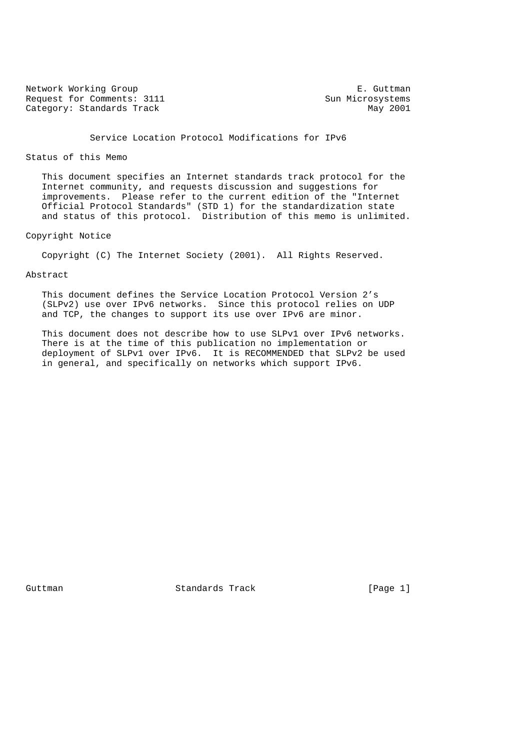Network Working Group E. Guttman
Request for Comments: 3111 Sun Microsystems
Category: Standards Track May 2001

# Service Location Protocol Modifications for IPv6

## Status of this Memo

This document specifies an Internet standards track protocol for the Internet community, and requests discussion and suggestions for improvements. Please refer to the current edition of the "Internet Official Protocol Standards" (STD 1) for the standardization state and status of this protocol. Distribution of this memo is unlimited.

## Copyright Notice

Copyright (C) The Internet Society (2001). All Rights Reserved.

## Abstract

This document defines the Service Location Protocol Version 2's (SLPv2) use over IPv6 networks. Since this protocol relies on UDP and TCP, the changes to support its use over IPv6 are minor.

This document does not describe how to use SLPv1 over IPv6 networks. There is at the time of this publication no implementation or deployment of SLPv1 over IPv6. It is RECOMMENDED that SLPv2 be used in general, and specifically on networks which support IPv6.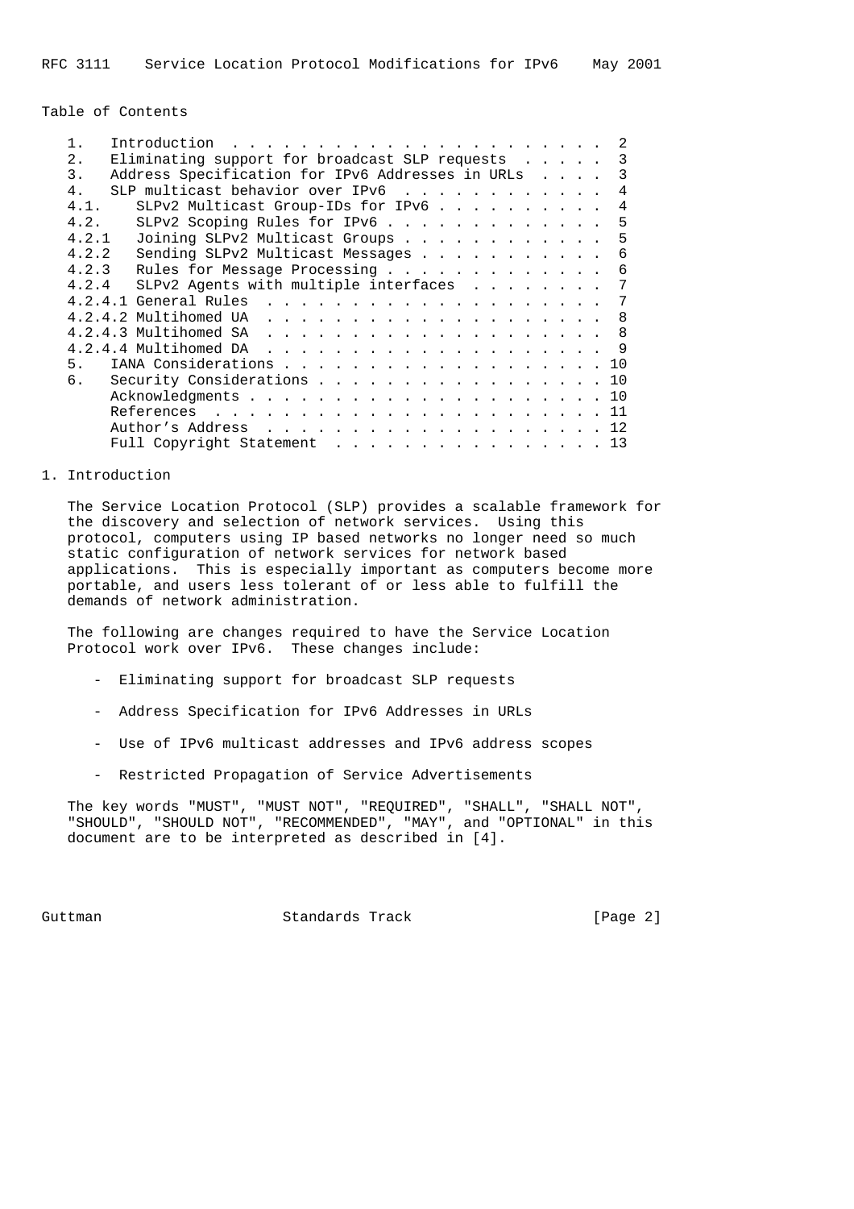Table of Contents

```
   1.   Introduction  . . . . . . . . . . . . . . . . . . . . . . .  2
   2.   Eliminating support for broadcast SLP requests  . . . . .  3
   3.   Address Specification for IPv6 Addresses in URLs  . . . .  3
   4.   SLP multicast behavior over IPv6  . . . . . . . . . . . .  4
   4.1.    SLPv2 Multicast Group-IDs for IPv6 . . . . . . . . . .  4
   4.2.    SLPv2 Scoping Rules for IPv6 . . . . . . . . . . . . .  5
   4.2.1   Joining SLPv2 Multicast Groups . . . . . . . . . . . .  5
   4.2.2   Sending SLPv2 Multicast Messages . . . . . . . . . . .  6
   4.2.3   Rules for Message Processing . . . . . . . . . . . . .  6
   4.2.4   SLPv2 Agents with multiple interfaces  . . . . . . . .  7
   4.2.4.1 General Rules  . . . . . . . . . . . . . . . . . . . .  7
   4.2.4.2 Multihomed UA  . . . . . . . . . . . . . . . . . . . .  8
   4.2.4.3 Multihomed SA  . . . . . . . . . . . . . . . . . . . .  8
   4.2.4.4 Multihomed DA  . . . . . . . . . . . . . . . . . . . .  9
   5.   IANA Considerations . . . . . . . . . . . . . . . . . . . . 10
   6.   Security Considerations . . . . . . . . . . . . . . . . . . 10
        Acknowledgments . . . . . . . . . . . . . . . . . . . . . . 10
        References  . . . . . . . . . . . . . . . . . . . . . . . . 11
        Author's Address  . . . . . . . . . . . . . . . . . . . . . 12
        Full Copyright Statement  . . . . . . . . . . . . . . . . . 13
```

# 1. Introduction

The Service Location Protocol (SLP) provides a scalable framework for the discovery and selection of network services. Using this protocol, computers using IP based networks no longer need so much static configuration of network services for network based applications. This is especially important as computers become more portable, and users less tolerant of or less able to fulfill the demands of network administration.

The following are changes required to have the Service Location Protocol work over IPv6. These changes include:

- Eliminating support for broadcast SLP requests
- Address Specification for IPv6 Addresses in URLs
- Use of IPv6 multicast addresses and IPv6 address scopes
- Restricted Propagation of Service Advertisements

The key words "MUST", "MUST NOT", "REQUIRED", "SHALL", "SHALL NOT", "SHOULD", "SHOULD NOT", "RECOMMENDED", "MAY", and "OPTIONAL" in this document are to be interpreted as described in [4].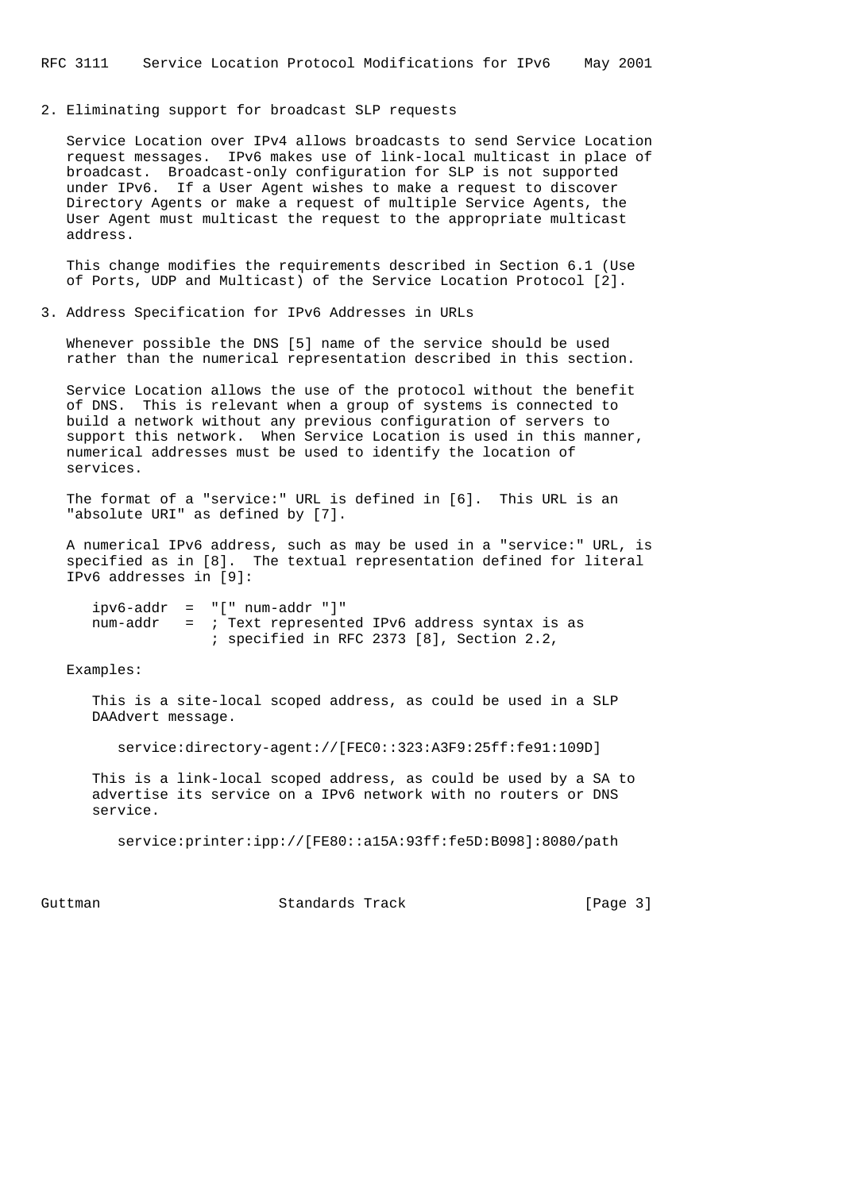## 2. Eliminating support for broadcast SLP requests

Service Location over IPv4 allows broadcasts to send Service Location request messages. IPv6 makes use of link-local multicast in place of broadcast. Broadcast-only configuration for SLP is not supported under IPv6. If a User Agent wishes to make a request to discover Directory Agents or make a request of multiple Service Agents, the User Agent must multicast the request to the appropriate multicast address.

This change modifies the requirements described in Section 6.1 (Use of Ports, UDP and Multicast) of the Service Location Protocol [2].

## 3. Address Specification for IPv6 Addresses in URLs

Whenever possible the DNS [5] name of the service should be used rather than the numerical representation described in this section.

Service Location allows the use of the protocol without the benefit of DNS. This is relevant when a group of systems is connected to build a network without any previous configuration of servers to support this network. When Service Location is used in this manner, numerical addresses must be used to identify the location of services.

The format of a "service:" URL is defined in [6]. This URL is an "absolute URI" as defined by [7].

A numerical IPv6 address, such as may be used in a "service:" URL, is specified as in [8]. The textual representation defined for literal IPv6 addresses in [9]:

```
ipv6-addr  =  "[" num-addr "]"
num-addr   =  ; Text represented IPv6 address syntax is as
              ; specified in RFC 2373 [8], Section 2.2,
```

Examples:

This is a site-local scoped address, as could be used in a SLP DAAdvert message.

```
service:directory-agent://[FEC0::323:A3F9:25ff:fe91:109D]
```

This is a link-local scoped address, as could be used by a SA to advertise its service on a IPv6 network with no routers or DNS service.

```
service:printer:ipp://[FE80::a15A:93ff:fe5D:B098]:8080/path
```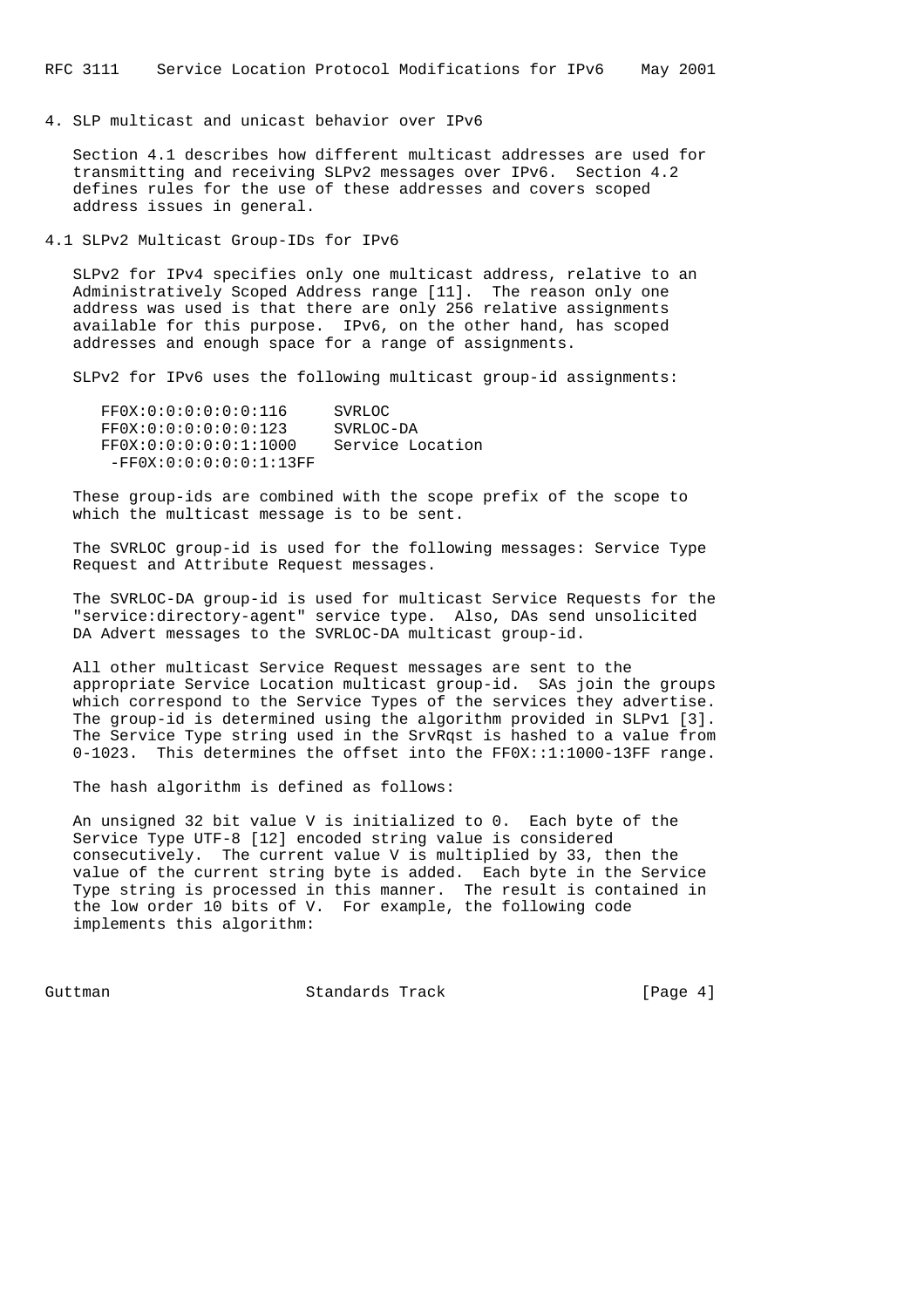## 4. SLP multicast and unicast behavior over IPv6

Section 4.1 describes how different multicast addresses are used for transmitting and receiving SLPv2 messages over IPv6. Section 4.2 defines rules for the use of these addresses and covers scoped address issues in general.

### 4.1 SLPv2 Multicast Group-IDs for IPv6

SLPv2 for IPv4 specifies only one multicast address, relative to an Administratively Scoped Address range [11]. The reason only one address was used is that there are only 256 relative assignments available for this purpose. IPv6, on the other hand, has scoped addresses and enough space for a range of assignments.

SLPv2 for IPv6 uses the following multicast group-id assignments:

```
   FF0X:0:0:0:0:0:0:116     SVRLOC
   FF0X:0:0:0:0:0:0:123     SVRLOC-DA
   FF0X:0:0:0:0:0:1:1000    Service Location
    -FF0X:0:0:0:0:0:1:13FF
```

These group-ids are combined with the scope prefix of the scope to which the multicast message is to be sent.

The SVRLOC group-id is used for the following messages: Service Type Request and Attribute Request messages.

The SVRLOC-DA group-id is used for multicast Service Requests for the "service:directory-agent" service type. Also, DAs send unsolicited DA Advert messages to the SVRLOC-DA multicast group-id.

All other multicast Service Request messages are sent to the appropriate Service Location multicast group-id. SAs join the groups which correspond to the Service Types of the services they advertise. The group-id is determined using the algorithm provided in SLPv1 [3]. The Service Type string used in the SrvRqst is hashed to a value from 0-1023. This determines the offset into the FF0X::1:1000-13FF range.

The hash algorithm is defined as follows:

An unsigned 32 bit value V is initialized to 0. Each byte of the Service Type UTF-8 [12] encoded string value is considered consecutively. The current value V is multiplied by 33, then the value of the current string byte is added. Each byte in the Service Type string is processed in this manner. The result is contained in the low order 10 bits of V. For example, the following code implements this algorithm: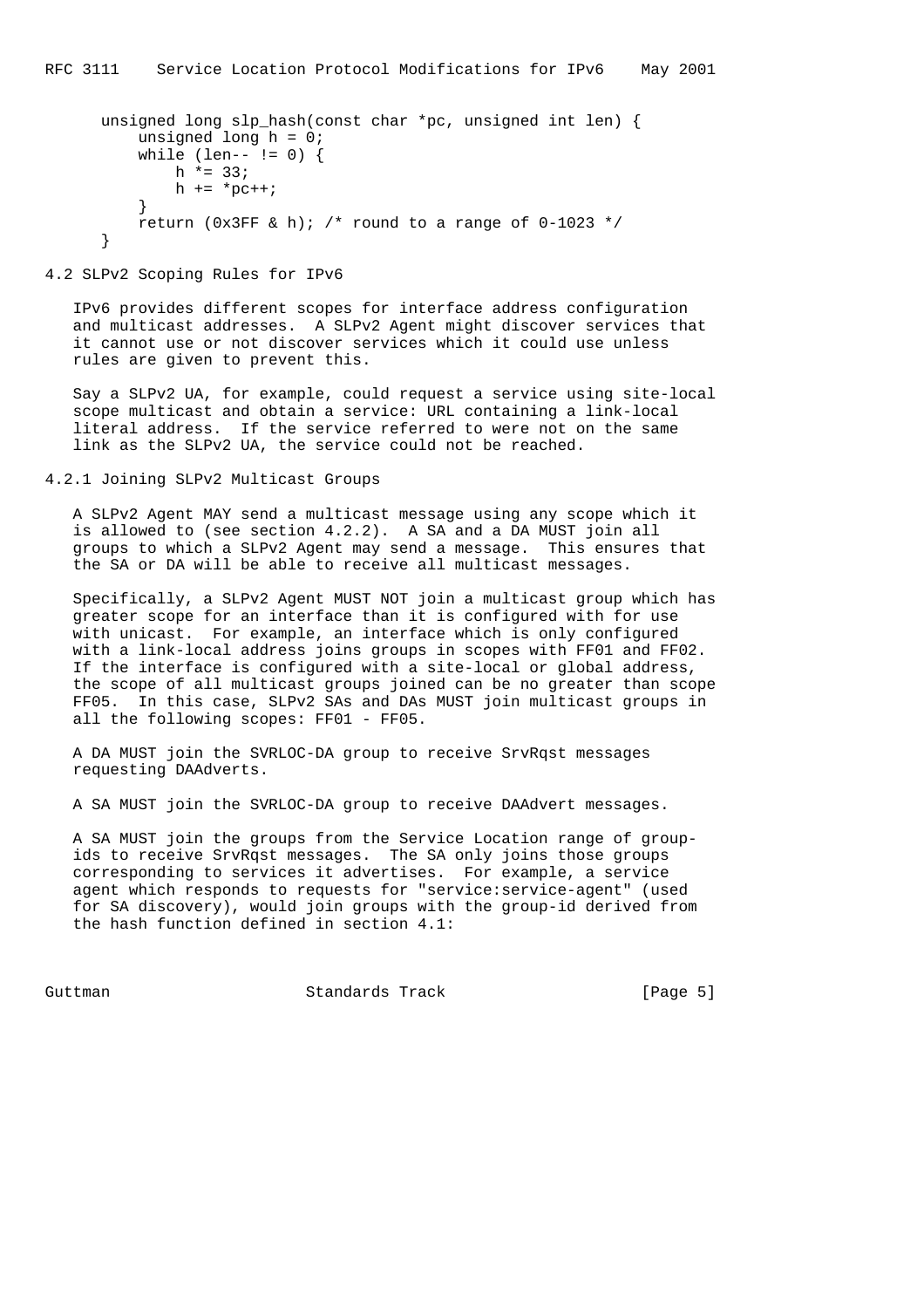```
unsigned long slp_hash(const char *pc, unsigned int len) {
    unsigned long h = 0;
    while (len-- != 0) {
        h *= 33;
        h += *pc++;
    }
    return (0x3FF & h); /* round to a range of 0-1023 */
}
```

### 4.2 SLPv2 Scoping Rules for IPv6

IPv6 provides different scopes for interface address configuration and multicast addresses. A SLPv2 Agent might discover services that it cannot use or not discover services which it could use unless rules are given to prevent this.

Say a SLPv2 UA, for example, could request a service using site-local scope multicast and obtain a service: URL containing a link-local literal address. If the service referred to were not on the same link as the SLPv2 UA, the service could not be reached.

#### 4.2.1 Joining SLPv2 Multicast Groups

A SLPv2 Agent MAY send a multicast message using any scope which it is allowed to (see section 4.2.2). A SA and a DA MUST join all groups to which a SLPv2 Agent may send a message. This ensures that the SA or DA will be able to receive all multicast messages.

Specifically, a SLPv2 Agent MUST NOT join a multicast group which has greater scope for an interface than it is configured with for use with unicast. For example, an interface which is only configured with a link-local address joins groups in scopes with FF01 and FF02. If the interface is configured with a site-local or global address, the scope of all multicast groups joined can be no greater than scope FF05. In this case, SLPv2 SAs and DAs MUST join multicast groups in all the following scopes: FF01 - FF05.

A DA MUST join the SVRLOC-DA group to receive SrvRqst messages requesting DAAdverts.

A SA MUST join the SVRLOC-DA group to receive DAAdvert messages.

A SA MUST join the groups from the Service Location range of group-ids to receive SrvRqst messages. The SA only joins those groups corresponding to services it advertises. For example, a service agent which responds to requests for "service:service-agent" (used for SA discovery), would join groups with the group-id derived from the hash function defined in section 4.1: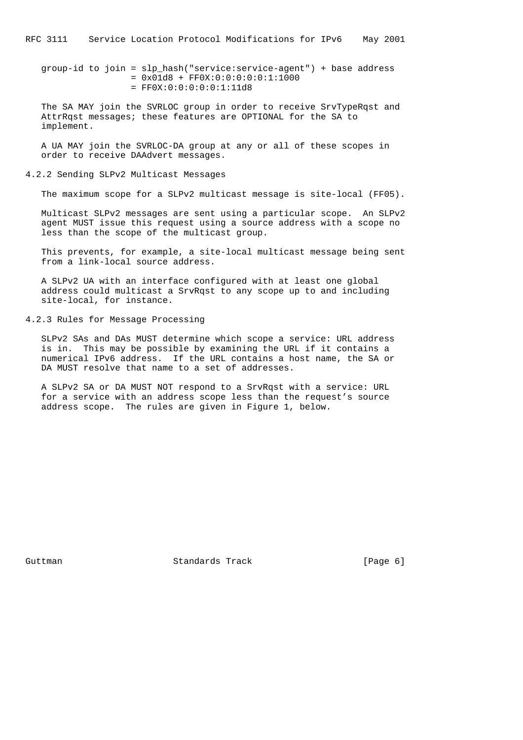```
group-id to join = slp_hash("service:service-agent") + base address
                 = 0x01d8 + FF0X:0:0:0:0:0:1:1000
                 = FF0X:0:0:0:0:0:1:11d8
```

The SA MAY join the SVRLOC group in order to receive SrvTypeRqst and AttrRqst messages; these features are OPTIONAL for the SA to implement.

A UA MAY join the SVRLOC-DA group at any or all of these scopes in order to receive DAAdvert messages.

### 4.2.2 Sending SLPv2 Multicast Messages

The maximum scope for a SLPv2 multicast message is site-local (FF05).

Multicast SLPv2 messages are sent using a particular scope. An SLPv2 agent MUST issue this request using a source address with a scope no less than the scope of the multicast group.

This prevents, for example, a site-local multicast message being sent from a link-local source address.

A SLPv2 UA with an interface configured with at least one global address could multicast a SrvRqst to any scope up to and including site-local, for instance.

### 4.2.3 Rules for Message Processing

SLPv2 SAs and DAs MUST determine which scope a service: URL address is in. This may be possible by examining the URL if it contains a numerical IPv6 address. If the URL contains a host name, the SA or DA MUST resolve that name to a set of addresses.

A SLPv2 SA or DA MUST NOT respond to a SrvRqst with a service: URL for a service with an address scope less than the request's source address scope. The rules are given in Figure 1, below.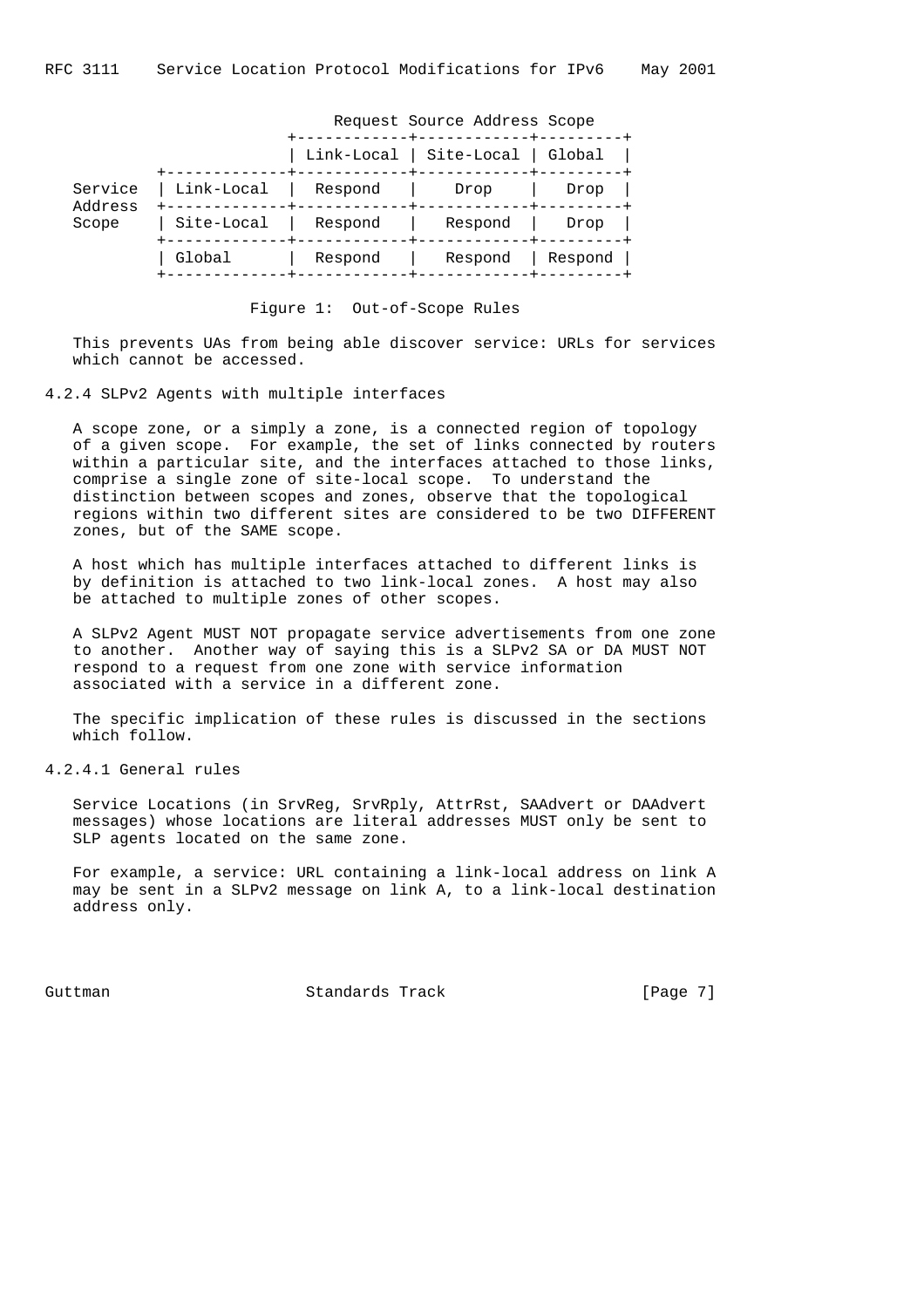| | | Request Source Address Scope | | |
|---|---|---|---|---|
| | | Link-Local | Site-Local | Global |
| Service Address Scope | Link-Local | Respond | Drop | Drop |
| | Site-Local | Respond | Respond | Drop |
| | Global | Respond | Respond | Respond |

Figure 1: Out-of-Scope Rules

This prevents UAs from being able discover service: URLs for services which cannot be accessed.

### 4.2.4 SLPv2 Agents with multiple interfaces

A scope zone, or a simply a zone, is a connected region of topology of a given scope. For example, the set of links connected by routers within a particular site, and the interfaces attached to those links, comprise a single zone of site-local scope. To understand the distinction between scopes and zones, observe that the topological regions within two different sites are considered to be two DIFFERENT zones, but of the SAME scope.

A host which has multiple interfaces attached to different links is by definition is attached to two link-local zones. A host may also be attached to multiple zones of other scopes.

A SLPv2 Agent MUST NOT propagate service advertisements from one zone to another. Another way of saying this is a SLPv2 SA or DA MUST NOT respond to a request from one zone with service information associated with a service in a different zone.

The specific implication of these rules is discussed in the sections which follow.

#### 4.2.4.1 General rules

Service Locations (in SrvReg, SrvRply, AttrRst, SAAdvert or DAAdvert messages) whose locations are literal addresses MUST only be sent to SLP agents located on the same zone.

For example, a service: URL containing a link-local address on link A may be sent in a SLPv2 message on link A, to a link-local destination address only.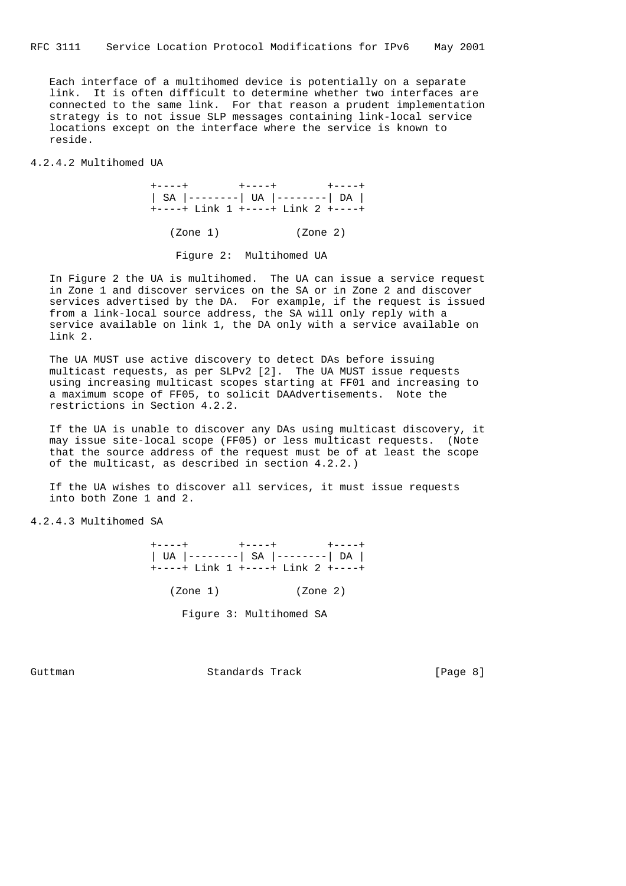Each interface of a multihomed device is potentially on a separate link. It is often difficult to determine whether two interfaces are connected to the same link. For that reason a prudent implementation strategy is to not issue SLP messages containing link-local service locations except on the interface where the service is known to reside.

#### 4.2.4.2 Multihomed UA

```
+----+        +----+        +----+
| SA |--------| UA |--------| DA |
+----+ Link 1 +----+ Link 2 +----+

   (Zone 1)           (Zone 2)
```

Figure 2:  Multihomed UA

In Figure 2 the UA is multihomed. The UA can issue a service request in Zone 1 and discover services on the SA or in Zone 2 and discover services advertised by the DA. For example, if the request is issued from a link-local source address, the SA will only reply with a service available on link 1, the DA only with a service available on link 2.

The UA MUST use active discovery to detect DAs before issuing multicast requests, as per SLPv2 [2]. The UA MUST issue requests using increasing multicast scopes starting at FF01 and increasing to a maximum scope of FF05, to solicit DAAdvertisements. Note the restrictions in Section 4.2.2.

If the UA is unable to discover any DAs using multicast discovery, it may issue site-local scope (FF05) or less multicast requests. (Note that the source address of the request must be of at least the scope of the multicast, as described in section 4.2.2.)

If the UA wishes to discover all services, it must issue requests into both Zone 1 and 2.

#### 4.2.4.3 Multihomed SA

```
+----+        +----+        +----+
| UA |--------| SA |--------| DA |
+----+ Link 1 +----+ Link 2 +----+

   (Zone 1)           (Zone 2)
```

Figure 3: Multihomed SA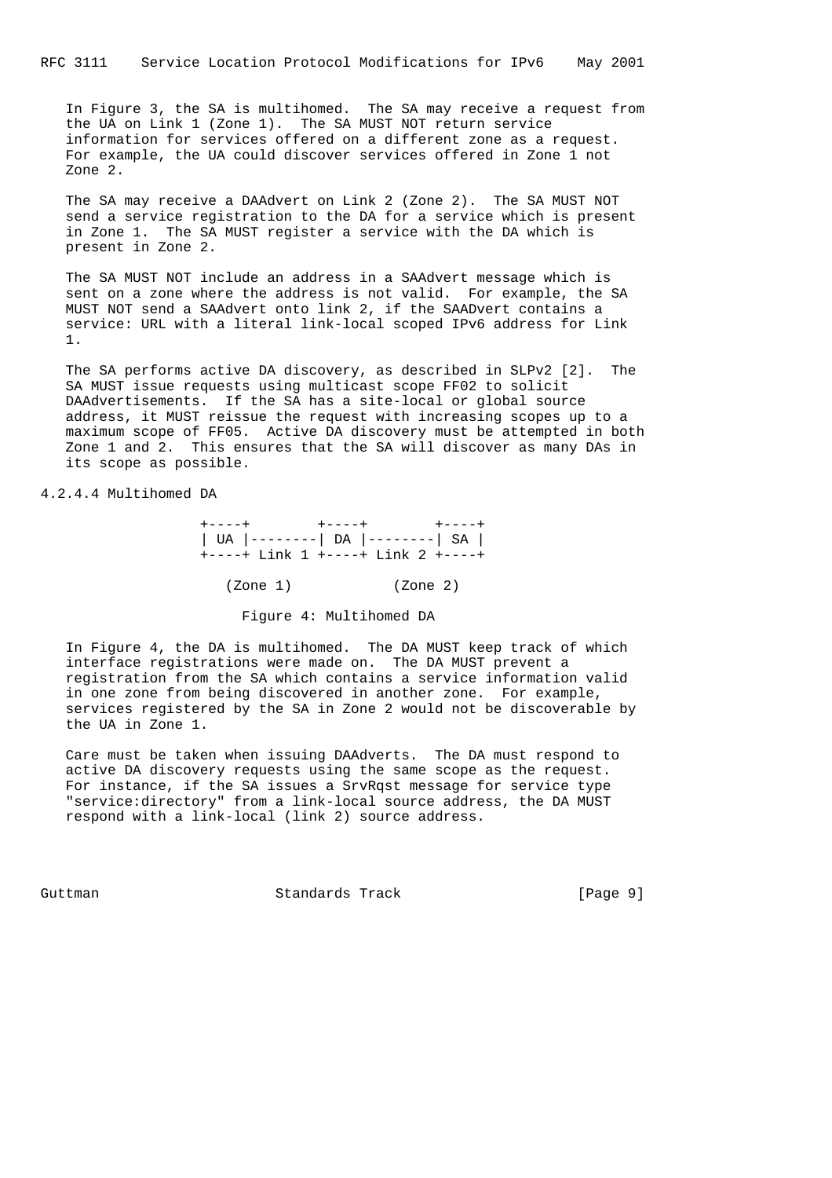In Figure 3, the SA is multihomed. The SA may receive a request from the UA on Link 1 (Zone 1). The SA MUST NOT return service information for services offered on a different zone as a request. For example, the UA could discover services offered in Zone 1 not Zone 2.

The SA may receive a DAAdvert on Link 2 (Zone 2). The SA MUST NOT send a service registration to the DA for a service which is present in Zone 1. The SA MUST register a service with the DA which is present in Zone 2.

The SA MUST NOT include an address in a SAAdvert message which is sent on a zone where the address is not valid. For example, the SA MUST NOT send a SAAdvert onto link 2, if the SAADvert contains a service: URL with a literal link-local scoped IPv6 address for Link 1.

The SA performs active DA discovery, as described in SLPv2 [2]. The SA MUST issue requests using multicast scope FF02 to solicit DAAdvertisements. If the SA has a site-local or global source address, it MUST reissue the request with increasing scopes up to a maximum scope of FF05. Active DA discovery must be attempted in both Zone 1 and 2. This ensures that the SA will discover as many DAs in its scope as possible.

### 4.2.4.4 Multihomed DA

```
                +----+        +----+        +----+
                | UA |--------| DA |--------| SA |
                +----+ Link 1 +----+ Link 2 +----+

                   (Zone 1)           (Zone 2)
```

Figure 4: Multihomed DA

In Figure 4, the DA is multihomed. The DA MUST keep track of which interface registrations were made on. The DA MUST prevent a registration from the SA which contains a service information valid in one zone from being discovered in another zone. For example, services registered by the SA in Zone 2 would not be discoverable by the UA in Zone 1.

Care must be taken when issuing DAAdverts. The DA must respond to active DA discovery requests using the same scope as the request. For instance, if the SA issues a SrvRqst message for service type "service:directory" from a link-local source address, the DA MUST respond with a link-local (link 2) source address.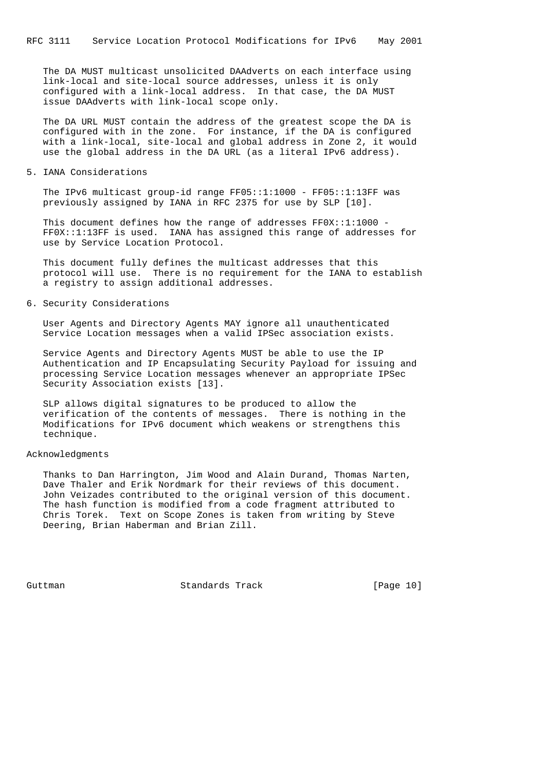The DA MUST multicast unsolicited DAAdverts on each interface using link-local and site-local source addresses, unless it is only configured with a link-local address. In that case, the DA MUST issue DAAdverts with link-local scope only.

The DA URL MUST contain the address of the greatest scope the DA is configured with in the zone. For instance, if the DA is configured with a link-local, site-local and global address in Zone 2, it would use the global address in the DA URL (as a literal IPv6 address).

## 5. IANA Considerations

The IPv6 multicast group-id range FF05::1:1000 - FF05::1:13FF was previously assigned by IANA in RFC 2375 for use by SLP [10].

This document defines how the range of addresses FF0X::1:1000 - FF0X::1:13FF is used. IANA has assigned this range of addresses for use by Service Location Protocol.

This document fully defines the multicast addresses that this protocol will use. There is no requirement for the IANA to establish a registry to assign additional addresses.

## 6. Security Considerations

User Agents and Directory Agents MAY ignore all unauthenticated Service Location messages when a valid IPSec association exists.

Service Agents and Directory Agents MUST be able to use the IP Authentication and IP Encapsulating Security Payload for issuing and processing Service Location messages whenever an appropriate IPSec Security Association exists [13].

SLP allows digital signatures to be produced to allow the verification of the contents of messages. There is nothing in the Modifications for IPv6 document which weakens or strengthens this technique.

## Acknowledgments

Thanks to Dan Harrington, Jim Wood and Alain Durand, Thomas Narten, Dave Thaler and Erik Nordmark for their reviews of this document. John Veizades contributed to the original version of this document. The hash function is modified from a code fragment attributed to Chris Torek. Text on Scope Zones is taken from writing by Steve Deering, Brian Haberman and Brian Zill.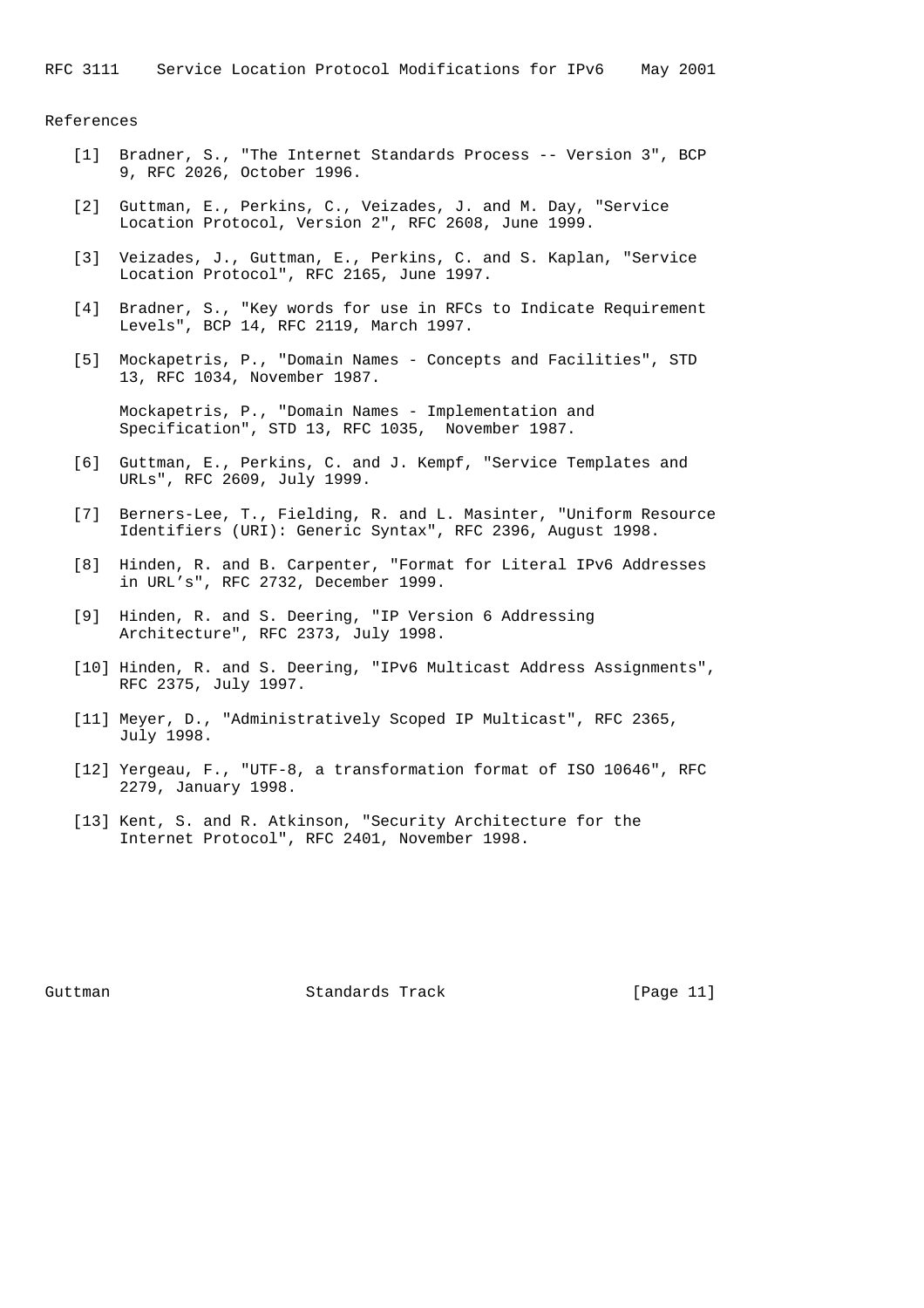## References

[1] Bradner, S., "The Internet Standards Process -- Version 3", BCP 9, RFC 2026, October 1996.

[2] Guttman, E., Perkins, C., Veizades, J. and M. Day, "Service Location Protocol, Version 2", RFC 2608, June 1999.

[3] Veizades, J., Guttman, E., Perkins, C. and S. Kaplan, "Service Location Protocol", RFC 2165, June 1997.

[4] Bradner, S., "Key words for use in RFCs to Indicate Requirement Levels", BCP 14, RFC 2119, March 1997.

[5] Mockapetris, P., "Domain Names - Concepts and Facilities", STD 13, RFC 1034, November 1987.

Mockapetris, P., "Domain Names - Implementation and Specification", STD 13, RFC 1035, November 1987.

[6] Guttman, E., Perkins, C. and J. Kempf, "Service Templates and URLs", RFC 2609, July 1999.

[7] Berners-Lee, T., Fielding, R. and L. Masinter, "Uniform Resource Identifiers (URI): Generic Syntax", RFC 2396, August 1998.

[8] Hinden, R. and B. Carpenter, "Format for Literal IPv6 Addresses in URL's", RFC 2732, December 1999.

[9] Hinden, R. and S. Deering, "IP Version 6 Addressing Architecture", RFC 2373, July 1998.

[10] Hinden, R. and S. Deering, "IPv6 Multicast Address Assignments", RFC 2375, July 1997.

[11] Meyer, D., "Administratively Scoped IP Multicast", RFC 2365, July 1998.

[12] Yergeau, F., "UTF-8, a transformation format of ISO 10646", RFC 2279, January 1998.

[13] Kent, S. and R. Atkinson, "Security Architecture for the Internet Protocol", RFC 2401, November 1998.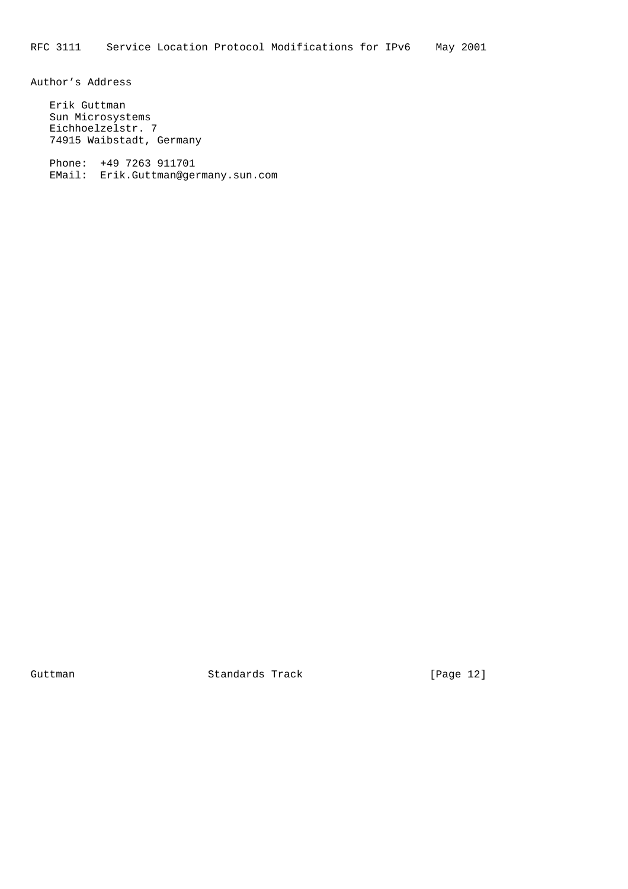## Author's Address

Erik Guttman
Sun Microsystems
Eichhoelzelstr. 7
74915 Waibstadt, Germany

Phone: +49 7263 911701
EMail: Erik.Guttman@germany.sun.com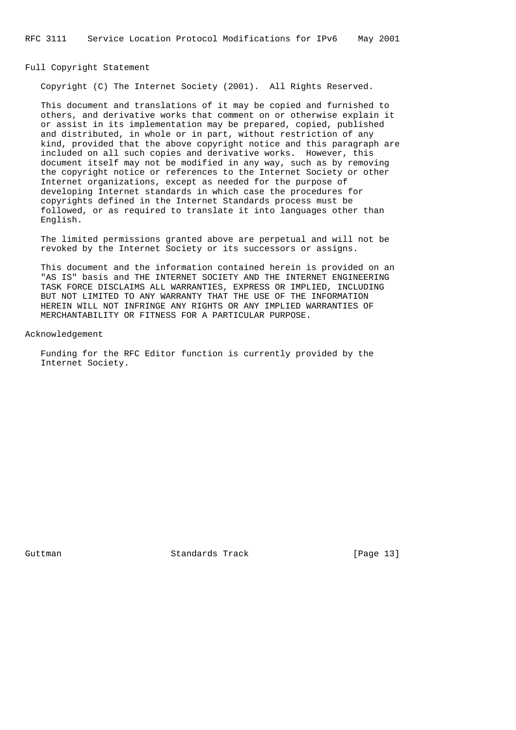## Full Copyright Statement

Copyright (C) The Internet Society (2001). All Rights Reserved.

This document and translations of it may be copied and furnished to others, and derivative works that comment on or otherwise explain it or assist in its implementation may be prepared, copied, published and distributed, in whole or in part, without restriction of any kind, provided that the above copyright notice and this paragraph are included on all such copies and derivative works. However, this document itself may not be modified in any way, such as by removing the copyright notice or references to the Internet Society or other Internet organizations, except as needed for the purpose of developing Internet standards in which case the procedures for copyrights defined in the Internet Standards process must be followed, or as required to translate it into languages other than English.

The limited permissions granted above are perpetual and will not be revoked by the Internet Society or its successors or assigns.

This document and the information contained herein is provided on an "AS IS" basis and THE INTERNET SOCIETY AND THE INTERNET ENGINEERING TASK FORCE DISCLAIMS ALL WARRANTIES, EXPRESS OR IMPLIED, INCLUDING BUT NOT LIMITED TO ANY WARRANTY THAT THE USE OF THE INFORMATION HEREIN WILL NOT INFRINGE ANY RIGHTS OR ANY IMPLIED WARRANTIES OF MERCHANTABILITY OR FITNESS FOR A PARTICULAR PURPOSE.

## Acknowledgement

Funding for the RFC Editor function is currently provided by the Internet Society.